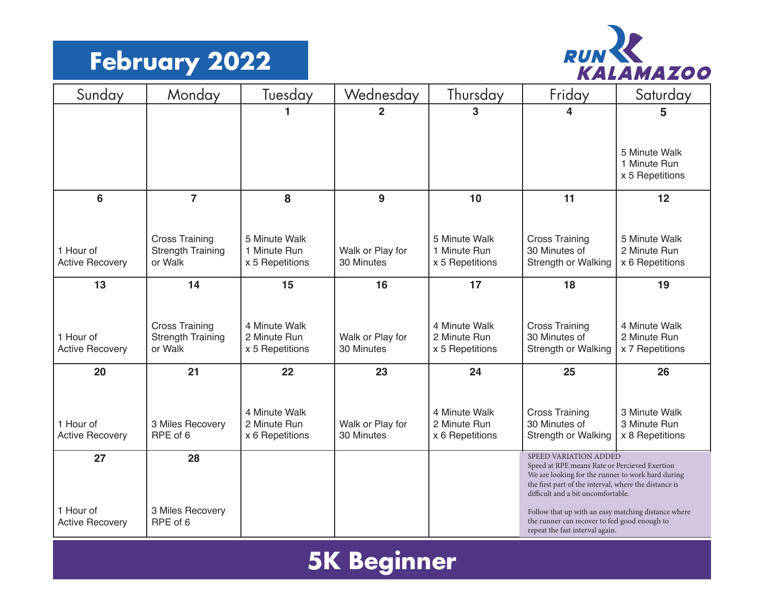# February 2022

RUN KALAMAZOO

| Sunday | Monday | Tuesday | Wednesday | Thursday | Friday | Saturday |
|---|---|---|---|---|---|---|
| | | 1 | 2 | 3 | 4 | 5<br>5 Minute Walk<br>1 Minute Run<br>x 5 Repetitions |
| 6<br>1 Hour of<br>Active Recovery | 7<br>Cross Training<br>Strength Training<br>or Walk | 8<br>5 Minute Walk<br>1 Minute Run<br>x 5 Repetitions | 9<br>Walk or Play for<br>30 Minutes | 10<br>5 Minute Walk<br>1 Minute Run<br>x 5 Repetitions | 11<br>Cross Training<br>30 Minutes of<br>Strength or Walking | 12<br>5 Minute Walk<br>2 Minute Run<br>x 6 Repetitions |
| 13<br>1 Hour of<br>Active Recovery | 14<br>Cross Training<br>Strength Training<br>or Walk | 15<br>4 Minute Walk<br>2 Minute Run<br>x 5 Repetitions | 16<br>Walk or Play for<br>30 Minutes | 17<br>4 Minute Walk<br>2 Minute Run<br>x 5 Repetitions | 18<br>Cross Training<br>30 Minutes of<br>Strength or Walking | 19<br>4 Minute Walk<br>2 Minute Run<br>x 7 Repetitions |
| 20<br>1 Hour of<br>Active Recovery | 21<br>3 Miles Recovery<br>RPE of 6 | 22<br>4 Minute Walk<br>2 Minute Run<br>x 6 Repetitions | 23<br>Walk or Play for<br>30 Minutes | 24<br>4 Minute Walk<br>2 Minute Run<br>x 6 Repetitions | 25<br>Cross Training<br>30 Minutes of<br>Strength or Walking | 26<br>3 Minute Walk<br>3 Minute Run<br>x 8 Repetitions |
| 27<br>1 Hour of<br>Active Recovery | 28<br>3 Miles Recovery<br>RPE of 6 | | | | | |

SPEED VARIATION ADDED
Speed at RPE means Rate or Percieved Exertion
We are looking for the runner to work hard during the first part of the interval, where the distance is difficult and a bit uncomfortable.

Follow that up with an easy matching distance where the runner can recover to feel good enough to repeat the fast interval again.

# 5K Beginner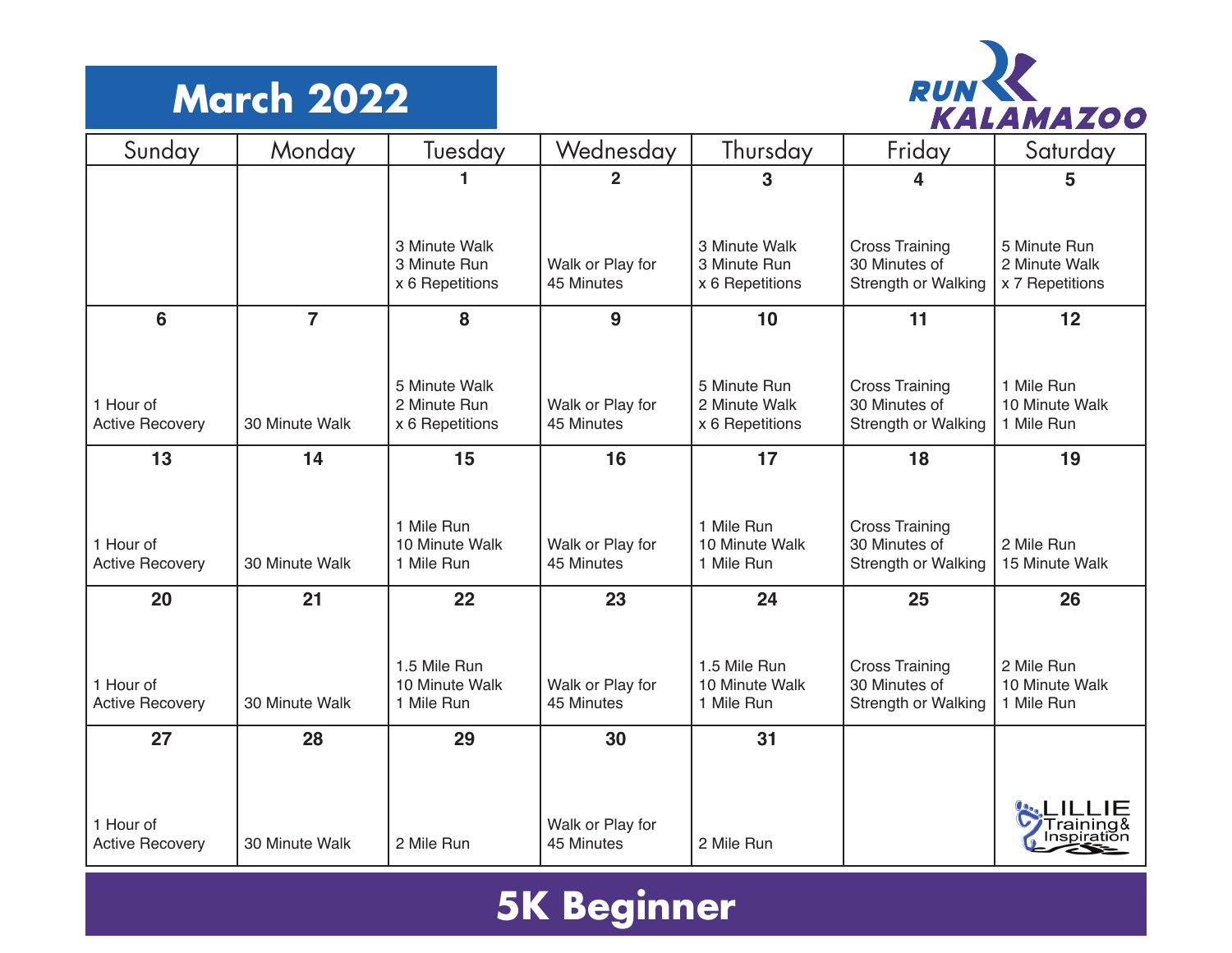# March 2022

RUN KALAMAZOO

| Sunday | Monday | Tuesday | Wednesday | Thursday | Friday | Saturday |
|---|---|---|---|---|---|---|
| | | **1**<br>3 Minute Walk<br>3 Minute Run<br>x 6 Repetitions | **2**<br>Walk or Play for 45 Minutes | **3**<br>3 Minute Walk<br>3 Minute Run<br>x 6 Repetitions | **4**<br>Cross Training<br>30 Minutes of Strength or Walking | **5**<br>5 Minute Run<br>2 Minute Walk<br>x 7 Repetitions |
| **6**<br>1 Hour of Active Recovery | **7**<br>30 Minute Walk | **8**<br>5 Minute Walk<br>2 Minute Run<br>x 6 Repetitions | **9**<br>Walk or Play for 45 Minutes | **10**<br>5 Minute Run<br>2 Minute Walk<br>x 6 Repetitions | **11**<br>Cross Training<br>30 Minutes of Strength or Walking | **12**<br>1 Mile Run<br>10 Minute Walk<br>1 Mile Run |
| **13**<br>1 Hour of Active Recovery | **14**<br>30 Minute Walk | **15**<br>1 Mile Run<br>10 Minute Walk<br>1 Mile Run | **16**<br>Walk or Play for 45 Minutes | **17**<br>1 Mile Run<br>10 Minute Walk<br>1 Mile Run | **18**<br>Cross Training<br>30 Minutes of Strength or Walking | **19**<br>2 Mile Run<br>15 Minute Walk |
| **20**<br>1 Hour of Active Recovery | **21**<br>30 Minute Walk | **22**<br>1.5 Mile Run<br>10 Minute Walk<br>1 Mile Run | **23**<br>Walk or Play for 45 Minutes | **24**<br>1.5 Mile Run<br>10 Minute Walk<br>1 Mile Run | **25**<br>Cross Training<br>30 Minutes of Strength or Walking | **26**<br>2 Mile Run<br>10 Minute Walk<br>1 Mile Run |
| **27**<br>1 Hour of Active Recovery | **28**<br>30 Minute Walk | **29**<br>2 Mile Run | **30**<br>Walk or Play for 45 Minutes | **31**<br>2 Mile Run | | LILLIE Training & Inspiration |

# 5K Beginner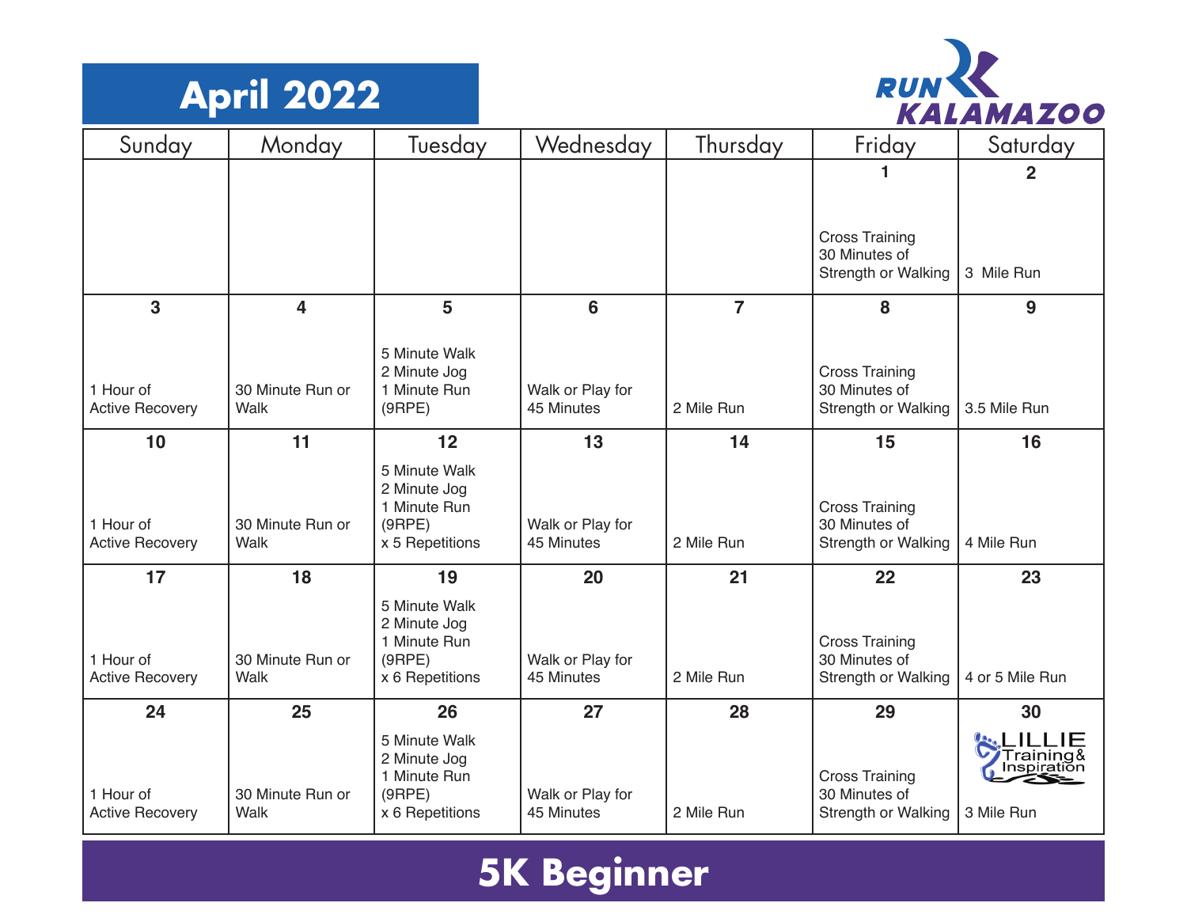# April 2022

RUN KALAMAZOO

| Sunday | Monday | Tuesday | Wednesday | Thursday | Friday | Saturday |
|---|---|---|---|---|---|---|
| | | | | | **1** Cross Training 30 Minutes of Strength or Walking | **2** 3 Mile Run |
| **3** 1 Hour of Active Recovery | **4** 30 Minute Run or Walk | **5** 5 Minute Walk 2 Minute Jog 1 Minute Run (9RPE) | **6** Walk or Play for 45 Minutes | **7** 2 Mile Run | **8** Cross Training 30 Minutes of Strength or Walking | **9** 3.5 Mile Run |
| **10** 1 Hour of Active Recovery | **11** 30 Minute Run or Walk | **12** 5 Minute Walk 2 Minute Jog 1 Minute Run (9RPE) x 5 Repetitions | **13** Walk or Play for 45 Minutes | **14** 2 Mile Run | **15** Cross Training 30 Minutes of Strength or Walking | **16** 4 Mile Run |
| **17** 1 Hour of Active Recovery | **18** 30 Minute Run or Walk | **19** 5 Minute Walk 2 Minute Jog 1 Minute Run (9RPE) x 6 Repetitions | **20** Walk or Play for 45 Minutes | **21** 2 Mile Run | **22** Cross Training 30 Minutes of Strength or Walking | **23** 4 or 5 Mile Run |
| **24** 1 Hour of Active Recovery | **25** 30 Minute Run or Walk | **26** 5 Minute Walk 2 Minute Jog 1 Minute Run (9RPE) x 6 Repetitions | **27** Walk or Play for 45 Minutes | **28** 2 Mile Run | **29** Cross Training 30 Minutes of Strength or Walking | **30** LILLIE Training & Inspiration 3 Mile Run |

## 5K Beginner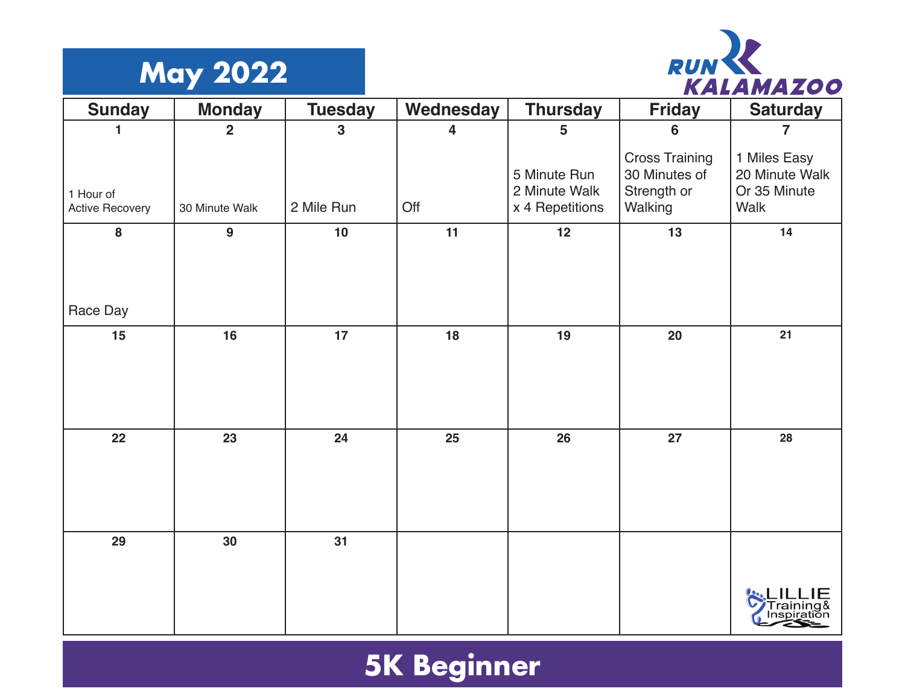# May 2022

RUN KALAMAZOO

| Sunday | Monday | Tuesday | Wednesday | Thursday | Friday | Saturday |
|---|---|---|---|---|---|---|
| 1<br>1 Hour of Active Recovery | 2<br>30 Minute Walk | 3<br>2 Mile Run | 4<br>Off | 5<br>5 Minute Run 2 Minute Walk x 4 Repetitions | 6<br>Cross Training 30 Minutes of Strength or Walking | 7<br>1 Miles Easy 20 Minute Walk Or 35 Minute Walk |
| 8<br>Race Day | 9 | 10 | 11 | 12 | 13 | 14 |
| 15 | 16 | 17 | 18 | 19 | 20 | 21 |
| 22 | 23 | 24 | 25 | 26 | 27 | 28 |
| 29 | 30 | 31 | | | | LILLIE Training & Inspiration |

## 5K Beginner